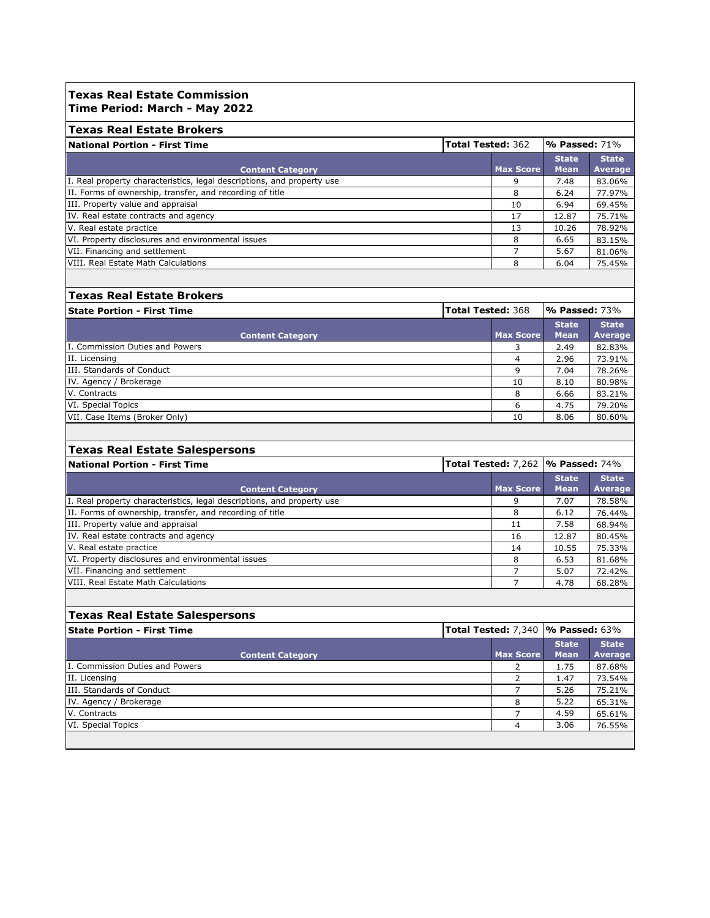# Texas Real Estate Commission
## Time Period: March - May 2022

### Texas Real Estate Brokers

**National Portion - First Time** | **Total Tested:** 362 | **% Passed:** 71%

| Content Category | Max Score | State Mean | State Average |
|---|---|---|---|
| I. Real property characteristics, legal descriptions, and property use | 9 | 7.48 | 83.06% |
| II. Forms of ownership, transfer, and recording of title | 8 | 6.24 | 77.97% |
| III. Property value and appraisal | 10 | 6.94 | 69.45% |
| IV. Real estate contracts and agency | 17 | 12.87 | 75.71% |
| V. Real estate practice | 13 | 10.26 | 78.92% |
| VI. Property disclosures and environmental issues | 8 | 6.65 | 83.15% |
| VII. Financing and settlement | 7 | 5.67 | 81.06% |
| VIII. Real Estate Math Calculations | 8 | 6.04 | 75.45% |

### Texas Real Estate Brokers

**State Portion - First Time** | **Total Tested:** 368 | **% Passed:** 73%

| Content Category | Max Score | State Mean | State Average |
|---|---|---|---|
| I. Commission Duties and Powers | 3 | 2.49 | 82.83% |
| II. Licensing | 4 | 2.96 | 73.91% |
| III. Standards of Conduct | 9 | 7.04 | 78.26% |
| IV. Agency / Brokerage | 10 | 8.10 | 80.98% |
| V. Contracts | 8 | 6.66 | 83.21% |
| VI. Special Topics | 6 | 4.75 | 79.20% |
| VII. Case Items (Broker Only) | 10 | 8.06 | 80.60% |

### Texas Real Estate Salespersons

**National Portion - First Time** | **Total Tested:** 7,262 | **% Passed:** 74%

| Content Category | Max Score | State Mean | State Average |
|---|---|---|---|
| I. Real property characteristics, legal descriptions, and property use | 9 | 7.07 | 78.58% |
| II. Forms of ownership, transfer, and recording of title | 8 | 6.12 | 76.44% |
| III. Property value and appraisal | 11 | 7.58 | 68.94% |
| IV. Real estate contracts and agency | 16 | 12.87 | 80.45% |
| V. Real estate practice | 14 | 10.55 | 75.33% |
| VI. Property disclosures and environmental issues | 8 | 6.53 | 81.68% |
| VII. Financing and settlement | 7 | 5.07 | 72.42% |
| VIII. Real Estate Math Calculations | 7 | 4.78 | 68.28% |

### Texas Real Estate Salespersons

**State Portion - First Time** | **Total Tested:** 7,340 | **% Passed:** 63%

| Content Category | Max Score | State Mean | State Average |
|---|---|---|---|
| I. Commission Duties and Powers | 2 | 1.75 | 87.68% |
| II. Licensing | 2 | 1.47 | 73.54% |
| III. Standards of Conduct | 7 | 5.26 | 75.21% |
| IV. Agency / Brokerage | 8 | 5.22 | 65.31% |
| V. Contracts | 7 | 4.59 | 65.61% |
| VI. Special Topics | 4 | 3.06 | 76.55% |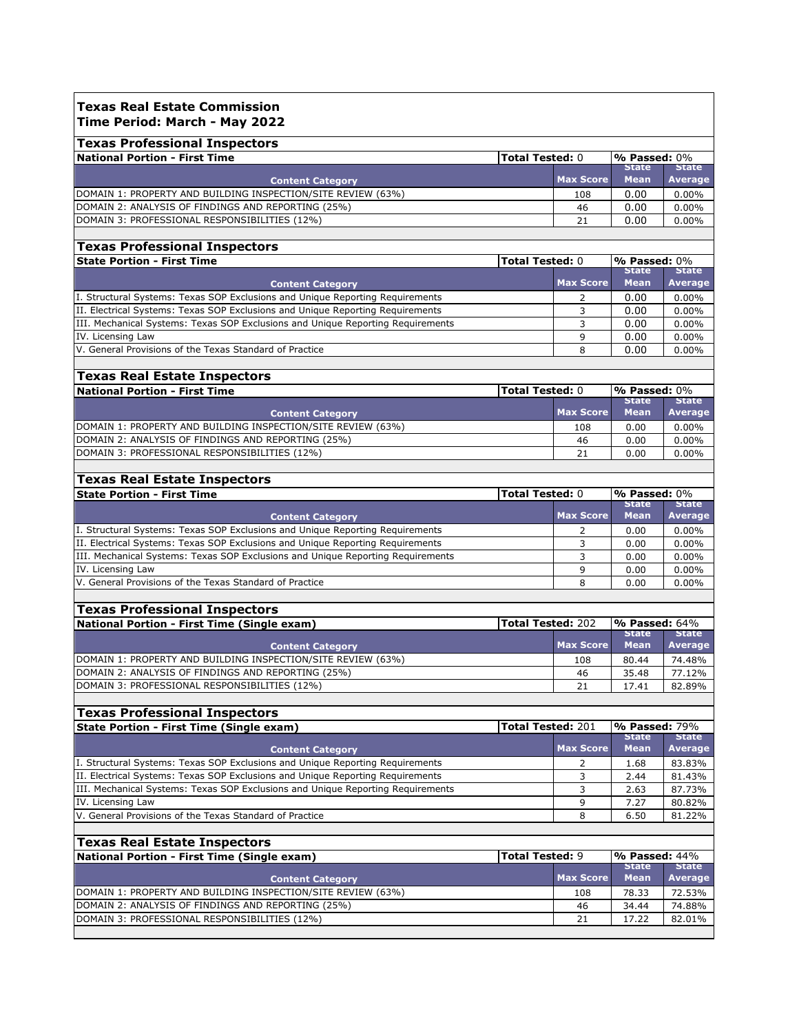**Texas Real Estate Commission**
**Time Period: March - May 2022**

### Texas Professional Inspectors

**National Portion - First Time** | **Total Tested:** 0 | **% Passed:** 0%

| Content Category | Max Score | State Mean | State Average |
|---|---|---|---|
| DOMAIN 1: PROPERTY AND BUILDING INSPECTION/SITE REVIEW (63%) | 108 | 0.00 | 0.00% |
| DOMAIN 2: ANALYSIS OF FINDINGS AND REPORTING (25%) | 46 | 0.00 | 0.00% |
| DOMAIN 3: PROFESSIONAL RESPONSIBILITIES (12%) | 21 | 0.00 | 0.00% |

### Texas Professional Inspectors

**State Portion - First Time** | **Total Tested:** 0 | **% Passed:** 0%

| Content Category | Max Score | State Mean | State Average |
|---|---|---|---|
| I. Structural Systems: Texas SOP Exclusions and Unique Reporting Requirements | 2 | 0.00 | 0.00% |
| II. Electrical Systems: Texas SOP Exclusions and Unique Reporting Requirements | 3 | 0.00 | 0.00% |
| III. Mechanical Systems: Texas SOP Exclusions and Unique Reporting Requirements | 3 | 0.00 | 0.00% |
| IV. Licensing Law | 9 | 0.00 | 0.00% |
| V. General Provisions of the Texas Standard of Practice | 8 | 0.00 | 0.00% |

### Texas Real Estate Inspectors

**National Portion - First Time** | **Total Tested:** 0 | **% Passed:** 0%

| Content Category | Max Score | State Mean | State Average |
|---|---|---|---|
| DOMAIN 1: PROPERTY AND BUILDING INSPECTION/SITE REVIEW (63%) | 108 | 0.00 | 0.00% |
| DOMAIN 2: ANALYSIS OF FINDINGS AND REPORTING (25%) | 46 | 0.00 | 0.00% |
| DOMAIN 3: PROFESSIONAL RESPONSIBILITIES (12%) | 21 | 0.00 | 0.00% |

### Texas Real Estate Inspectors

**State Portion - First Time** | **Total Tested:** 0 | **% Passed:** 0%

| Content Category | Max Score | State Mean | State Average |
|---|---|---|---|
| I. Structural Systems: Texas SOP Exclusions and Unique Reporting Requirements | 2 | 0.00 | 0.00% |
| II. Electrical Systems: Texas SOP Exclusions and Unique Reporting Requirements | 3 | 0.00 | 0.00% |
| III. Mechanical Systems: Texas SOP Exclusions and Unique Reporting Requirements | 3 | 0.00 | 0.00% |
| IV. Licensing Law | 9 | 0.00 | 0.00% |
| V. General Provisions of the Texas Standard of Practice | 8 | 0.00 | 0.00% |

### Texas Professional Inspectors

**National Portion - First Time (Single exam)** | **Total Tested:** 202 | **% Passed:** 64%

| Content Category | Max Score | State Mean | State Average |
|---|---|---|---|
| DOMAIN 1: PROPERTY AND BUILDING INSPECTION/SITE REVIEW (63%) | 108 | 80.44 | 74.48% |
| DOMAIN 2: ANALYSIS OF FINDINGS AND REPORTING (25%) | 46 | 35.48 | 77.12% |
| DOMAIN 3: PROFESSIONAL RESPONSIBILITIES (12%) | 21 | 17.41 | 82.89% |

### Texas Professional Inspectors

**State Portion - First Time (Single exam)** | **Total Tested:** 201 | **% Passed:** 79%

| Content Category | Max Score | State Mean | State Average |
|---|---|---|---|
| I. Structural Systems: Texas SOP Exclusions and Unique Reporting Requirements | 2 | 1.68 | 83.83% |
| II. Electrical Systems: Texas SOP Exclusions and Unique Reporting Requirements | 3 | 2.44 | 81.43% |
| III. Mechanical Systems: Texas SOP Exclusions and Unique Reporting Requirements | 3 | 2.63 | 87.73% |
| IV. Licensing Law | 9 | 7.27 | 80.82% |
| V. General Provisions of the Texas Standard of Practice | 8 | 6.50 | 81.22% |

### Texas Real Estate Inspectors

**National Portion - First Time (Single exam)** | **Total Tested:** 9 | **% Passed:** 44%

| Content Category | Max Score | State Mean | State Average |
|---|---|---|---|
| DOMAIN 1: PROPERTY AND BUILDING INSPECTION/SITE REVIEW (63%) | 108 | 78.33 | 72.53% |
| DOMAIN 2: ANALYSIS OF FINDINGS AND REPORTING (25%) | 46 | 34.44 | 74.88% |
| DOMAIN 3: PROFESSIONAL RESPONSIBILITIES (12%) | 21 | 17.22 | 82.01% |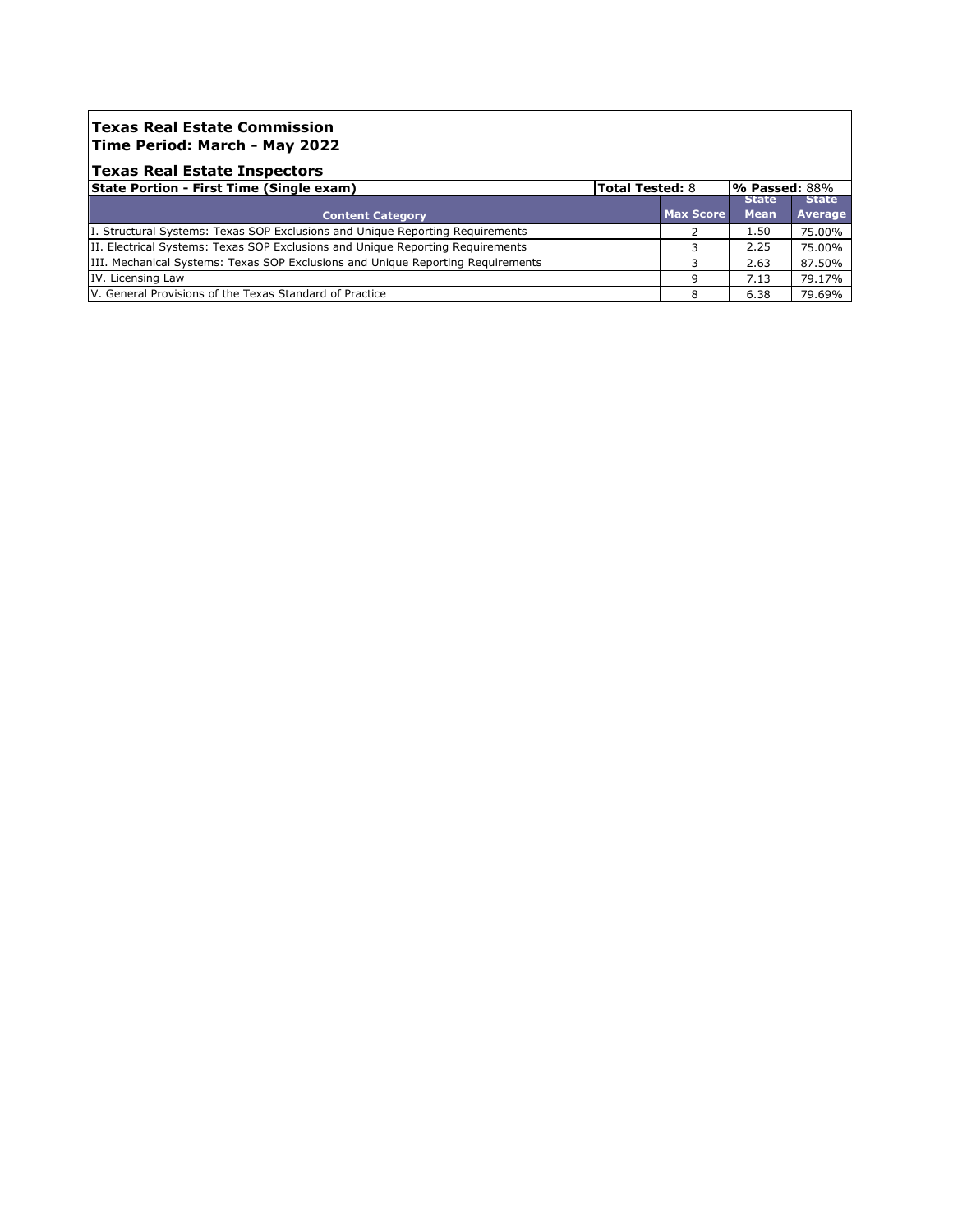**Texas Real Estate Commission**
**Time Period: March - May 2022**

**Texas Real Estate Inspectors**

| State Portion - First Time (Single exam) | Total Tested: 8 | % Passed: 88% | |
|---|---|---|---|
| **Content Category** | **Max Score** | **State Mean** | **State Average** |
| I. Structural Systems: Texas SOP Exclusions and Unique Reporting Requirements | 2 | 1.50 | 75.00% |
| II. Electrical Systems: Texas SOP Exclusions and Unique Reporting Requirements | 3 | 2.25 | 75.00% |
| III. Mechanical Systems: Texas SOP Exclusions and Unique Reporting Requirements | 3 | 2.63 | 87.50% |
| IV. Licensing Law | 9 | 7.13 | 79.17% |
| V. General Provisions of the Texas Standard of Practice | 8 | 6.38 | 79.69% |